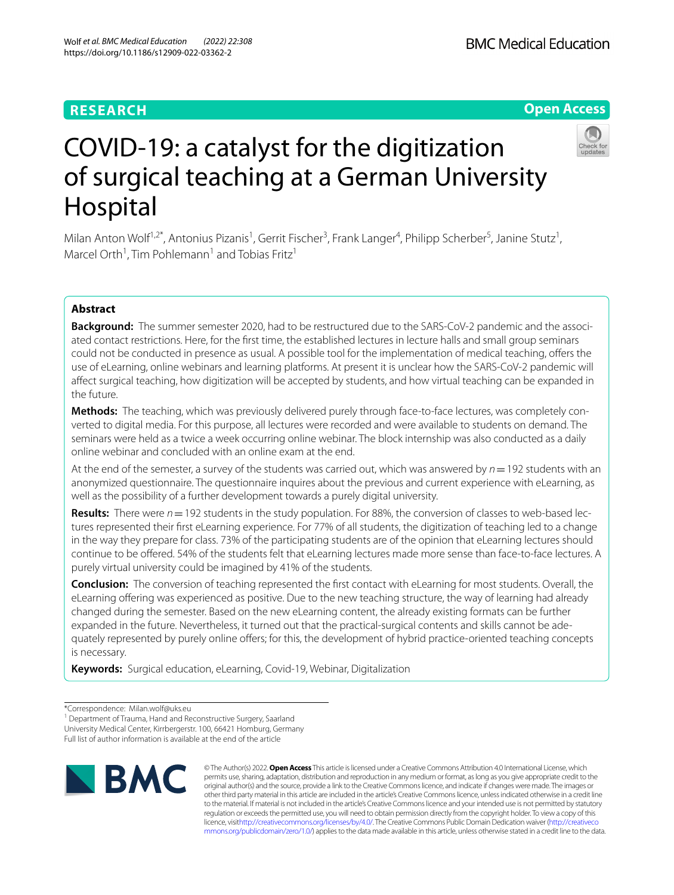RESEARCH

Open Access

# COVID-19: a catalyst for the digitization of surgical teaching at a German University Hospital

Milan Anton Wolf[1,2*], Antonius Pizanis[1], Gerrit Fischer[3], Frank Langer[4], Philipp Scherber[5], Janine Stutz[1], Marcel Orth[1], Tim Pohlemann[1] and Tobias Fritz[1]

## Abstract

**Background:** The summer semester 2020, had to be restructured due to the SARS-CoV-2 pandemic and the associated contact restrictions. Here, for the first time, the established lectures in lecture halls and small group seminars could not be conducted in presence as usual. A possible tool for the implementation of medical teaching, offers the use of eLearning, online webinars and learning platforms. At present it is unclear how the SARS-CoV-2 pandemic will affect surgical teaching, how digitization will be accepted by students, and how virtual teaching can be expanded in the future.

**Methods:** The teaching, which was previously delivered purely through face-to-face lectures, was completely converted to digital media. For this purpose, all lectures were recorded and were available to students on demand. The seminars were held as a twice a week occurring online webinar. The block internship was also conducted as a daily online webinar and concluded with an online exam at the end.

At the end of the semester, a survey of the students was carried out, which was answered by $n=192$ students with an anonymized questionnaire. The questionnaire inquires about the previous and current experience with eLearning, as well as the possibility of a further development towards a purely digital university.

**Results:** There were $n=192$ students in the study population. For 88%, the conversion of classes to web-based lectures represented their first eLearning experience. For 77% of all students, the digitization of teaching led to a change in the way they prepare for class. 73% of the participating students are of the opinion that eLearning lectures should continue to be offered. 54% of the students felt that eLearning lectures made more sense than face-to-face lectures. A purely virtual university could be imagined by 41% of the students.

**Conclusion:** The conversion of teaching represented the first contact with eLearning for most students. Overall, the eLearning offering was experienced as positive. Due to the new teaching structure, the way of learning had already changed during the semester. Based on the new eLearning content, the already existing formats can be further expanded in the future. Nevertheless, it turned out that the practical-surgical contents and skills cannot be adequately represented by purely online offers; for this, the development of hybrid practice-oriented teaching concepts is necessary.

**Keywords:** Surgical education, eLearning, Covid-19, Webinar, Digitalization

*Correspondence: Milan.wolf@uks.eu
[1] Department of Trauma, Hand and Reconstructive Surgery, Saarland University Medical Center, Kirrbergerstr. 100, 66421 Homburg, Germany
Full list of author information is available at the end of the article

© The Author(s) 2022. **Open Access** This article is licensed under a Creative Commons Attribution 4.0 International License, which permits use, sharing, adaptation, distribution and reproduction in any medium or format, as long as you give appropriate credit to the original author(s) and the source, provide a link to the Creative Commons licence, and indicate if changes were made. The images or other third party material in this article are included in the article's Creative Commons licence, unless indicated otherwise in a credit line to the material. If material is not included in the article's Creative Commons licence and your intended use is not permitted by statutory regulation or exceeds the permitted use, you will need to obtain permission directly from the copyright holder. To view a copy of this licence, visit http://creativecommons.org/licenses/by/4.0/. The Creative Commons Public Domain Dedication waiver (http://creativecommons.org/publicdomain/zero/1.0/) applies to the data made available in this article, unless otherwise stated in a credit line to the data.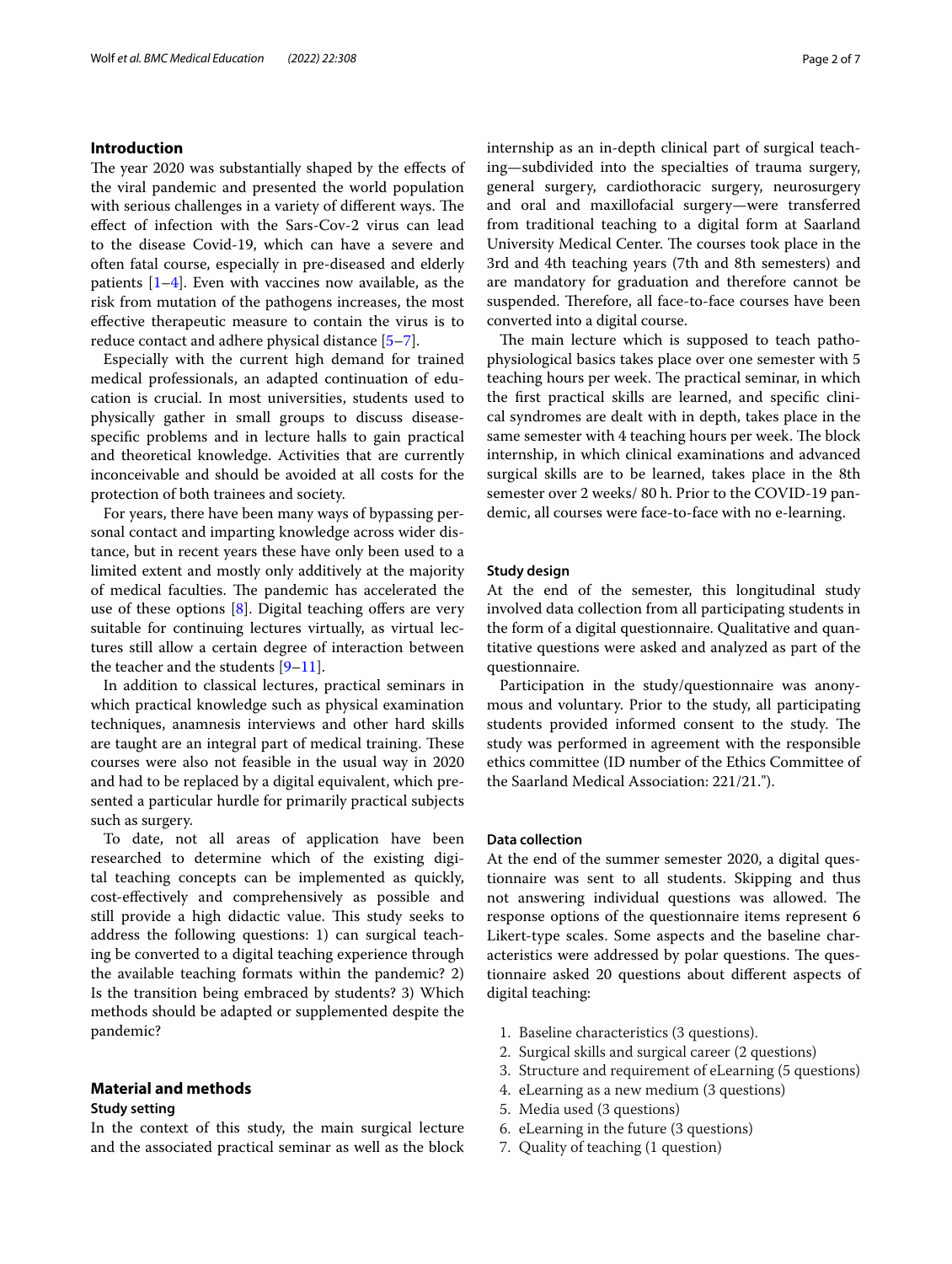## Introduction

The year 2020 was substantially shaped by the effects of the viral pandemic and presented the world population with serious challenges in a variety of different ways. The effect of infection with the Sars-Cov-2 virus can lead to the disease Covid-19, which can have a severe and often fatal course, especially in pre-diseased and elderly patients [1–4]. Even with vaccines now available, as the risk from mutation of the pathogens increases, the most effective therapeutic measure to contain the virus is to reduce contact and adhere physical distance [5–7].

Especially with the current high demand for trained medical professionals, an adapted continuation of education is crucial. In most universities, students used to physically gather in small groups to discuss disease-specific problems and in lecture halls to gain practical and theoretical knowledge. Activities that are currently inconceivable and should be avoided at all costs for the protection of both trainees and society.

For years, there have been many ways of bypassing personal contact and imparting knowledge across wider distance, but in recent years these have only been used to a limited extent and mostly only additively at the majority of medical faculties. The pandemic has accelerated the use of these options [8]. Digital teaching offers are very suitable for continuing lectures virtually, as virtual lectures still allow a certain degree of interaction between the teacher and the students [9–11].

In addition to classical lectures, practical seminars in which practical knowledge such as physical examination techniques, anamnesis interviews and other hard skills are taught are an integral part of medical training. These courses were also not feasible in the usual way in 2020 and had to be replaced by a digital equivalent, which presented a particular hurdle for primarily practical subjects such as surgery.

To date, not all areas of application have been researched to determine which of the existing digital teaching concepts can be implemented as quickly, cost-effectively and comprehensively as possible and still provide a high didactic value. This study seeks to address the following questions: 1) can surgical teaching be converted to a digital teaching experience through the available teaching formats within the pandemic? 2) Is the transition being embraced by students? 3) Which methods should be adapted or supplemented despite the pandemic?

## Material and methods

### Study setting

In the context of this study, the main surgical lecture and the associated practical seminar as well as the block internship as an in-depth clinical part of surgical teaching—subdivided into the specialties of trauma surgery, general surgery, cardiothoracic surgery, neurosurgery and oral and maxillofacial surgery—were transferred from traditional teaching to a digital form at Saarland University Medical Center. The courses took place in the 3rd and 4th teaching years (7th and 8th semesters) and are mandatory for graduation and therefore cannot be suspended. Therefore, all face-to-face courses have been converted into a digital course.

The main lecture which is supposed to teach pathophysiological basics takes place over one semester with 5 teaching hours per week. The practical seminar, in which the first practical skills are learned, and specific clinical syndromes are dealt with in depth, takes place in the same semester with 4 teaching hours per week. The block internship, in which clinical examinations and advanced surgical skills are to be learned, takes place in the 8th semester over 2 weeks/ 80 h. Prior to the COVID-19 pandemic, all courses were face-to-face with no e-learning.

### Study design

At the end of the semester, this longitudinal study involved data collection from all participating students in the form of a digital questionnaire. Qualitative and quantitative questions were asked and analyzed as part of the questionnaire.

Participation in the study/questionnaire was anonymous and voluntary. Prior to the study, all participating students provided informed consent to the study. The study was performed in agreement with the responsible ethics committee (ID number of the Ethics Committee of the Saarland Medical Association: 221/21.").

### Data collection

At the end of the summer semester 2020, a digital questionnaire was sent to all students. Skipping and thus not answering individual questions was allowed. The response options of the questionnaire items represent 6 Likert-type scales. Some aspects and the baseline characteristics were addressed by polar questions. The questionnaire asked 20 questions about different aspects of digital teaching:

1. Baseline characteristics (3 questions).
2. Surgical skills and surgical career (2 questions)
3. Structure and requirement of eLearning (5 questions)
4. eLearning as a new medium (3 questions)
5. Media used (3 questions)
6. eLearning in the future (3 questions)
7. Quality of teaching (1 question)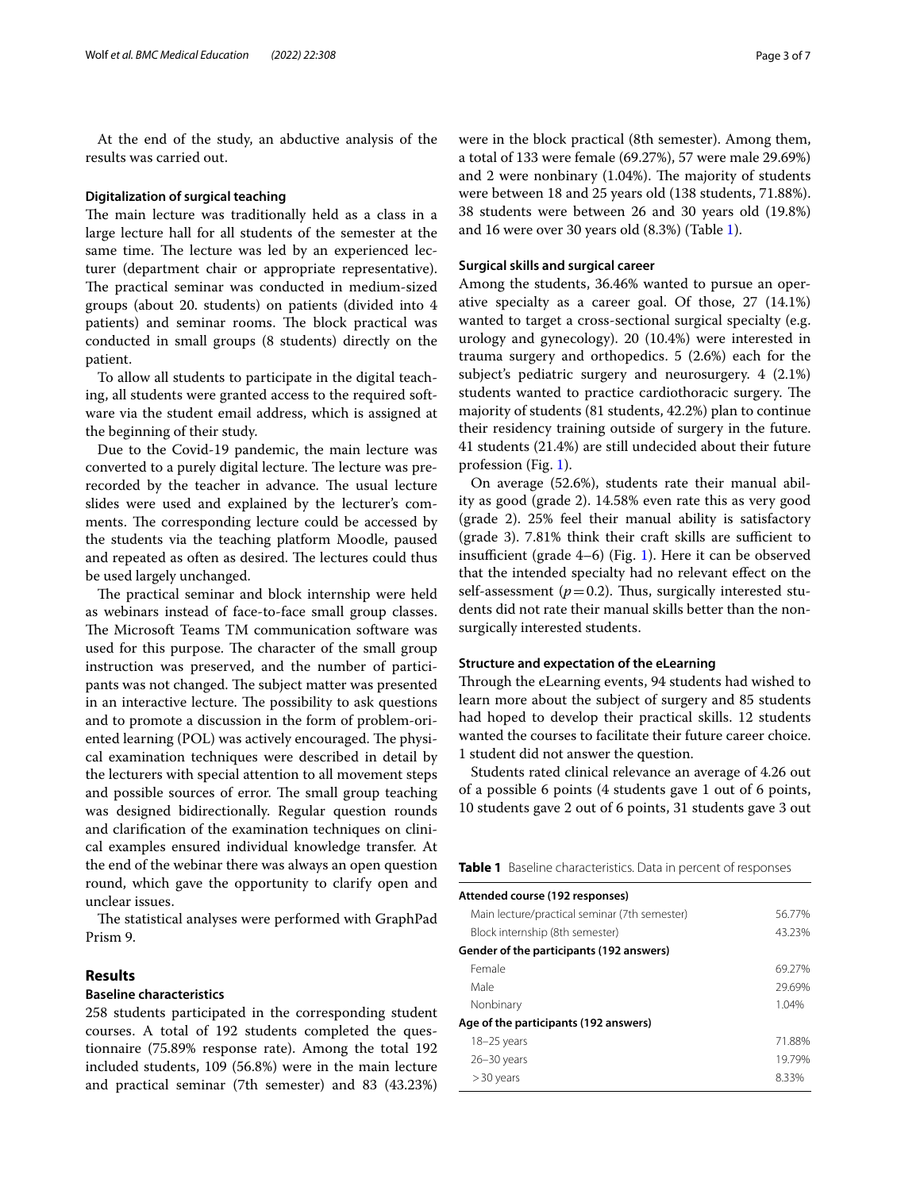At the end of the study, an abductive analysis of the results was carried out.

### Digitalization of surgical teaching

The main lecture was traditionally held as a class in a large lecture hall for all students of the semester at the same time. The lecture was led by an experienced lecturer (department chair or appropriate representative). The practical seminar was conducted in medium-sized groups (about 20. students) on patients (divided into 4 patients) and seminar rooms. The block practical was conducted in small groups (8 students) directly on the patient.

To allow all students to participate in the digital teaching, all students were granted access to the required software via the student email address, which is assigned at the beginning of their study.

Due to the Covid-19 pandemic, the main lecture was converted to a purely digital lecture. The lecture was prerecorded by the teacher in advance. The usual lecture slides were used and explained by the lecturer's comments. The corresponding lecture could be accessed by the students via the teaching platform Moodle, paused and repeated as often as desired. The lectures could thus be used largely unchanged.

The practical seminar and block internship were held as webinars instead of face-to-face small group classes. The Microsoft Teams TM communication software was used for this purpose. The character of the small group instruction was preserved, and the number of participants was not changed. The subject matter was presented in an interactive lecture. The possibility to ask questions and to promote a discussion in the form of problem-oriented learning (POL) was actively encouraged. The physical examination techniques were described in detail by the lecturers with special attention to all movement steps and possible sources of error. The small group teaching was designed bidirectionally. Regular question rounds and clarification of the examination techniques on clinical examples ensured individual knowledge transfer. At the end of the webinar there was always an open question round, which gave the opportunity to clarify open and unclear issues.

The statistical analyses were performed with GraphPad Prism 9.

## Results

### Baseline characteristics

258 students participated in the corresponding student courses. A total of 192 students completed the questionnaire (75.89% response rate). Among the total 192 included students, 109 (56.8%) were in the main lecture and practical seminar (7th semester) and 83 (43.23%) were in the block practical (8th semester). Among them, a total of 133 were female (69.27%), 57 were male 29.69%) and 2 were nonbinary (1.04%). The majority of students were between 18 and 25 years old (138 students, 71.88%). 38 students were between 26 and 30 years old (19.8%) and 16 were over 30 years old (8.3%) (Table 1).

### Surgical skills and surgical career

Among the students, 36.46% wanted to pursue an operative specialty as a career goal. Of those, 27 (14.1%) wanted to target a cross-sectional surgical specialty (e.g. urology and gynecology). 20 (10.4%) were interested in trauma surgery and orthopedics. 5 (2.6%) each for the subject's pediatric surgery and neurosurgery. 4 (2.1%) students wanted to practice cardiothoracic surgery. The majority of students (81 students, 42.2%) plan to continue their residency training outside of surgery in the future. 41 students (21.4%) are still undecided about their future profession (Fig. 1).

On average (52.6%), students rate their manual ability as good (grade 2). 14.58% even rate this as very good (grade 2). 25% feel their manual ability is satisfactory (grade 3). 7.81% think their craft skills are sufficient to insufficient (grade 4–6) (Fig. 1). Here it can be observed that the intended specialty had no relevant effect on the self-assessment ($p = 0.2$). Thus, surgically interested students did not rate their manual skills better than the non-surgically interested students.

### Structure and expectation of the eLearning

Through the eLearning events, 94 students had wished to learn more about the subject of surgery and 85 students had hoped to develop their practical skills. 12 students wanted the courses to facilitate their future career choice. 1 student did not answer the question.

Students rated clinical relevance an average of 4.26 out of a possible 6 points (4 students gave 1 out of 6 points, 10 students gave 2 out of 6 points, 31 students gave 3 out

**Table 1** Baseline characteristics. Data in percent of responses

| | |
|---|---|
| **Attended course (192 responses)** | |
| Main lecture/practical seminar (7th semester) | 56.77% |
| Block internship (8th semester) | 43.23% |
| **Gender of the participants (192 answers)** | |
| Female | 69.27% |
| Male | 29.69% |
| Nonbinary | 1.04% |
| **Age of the participants (192 answers)** | |
| 18–25 years | 71.88% |
| 26–30 years | 19.79% |
| >30 years | 8.33% |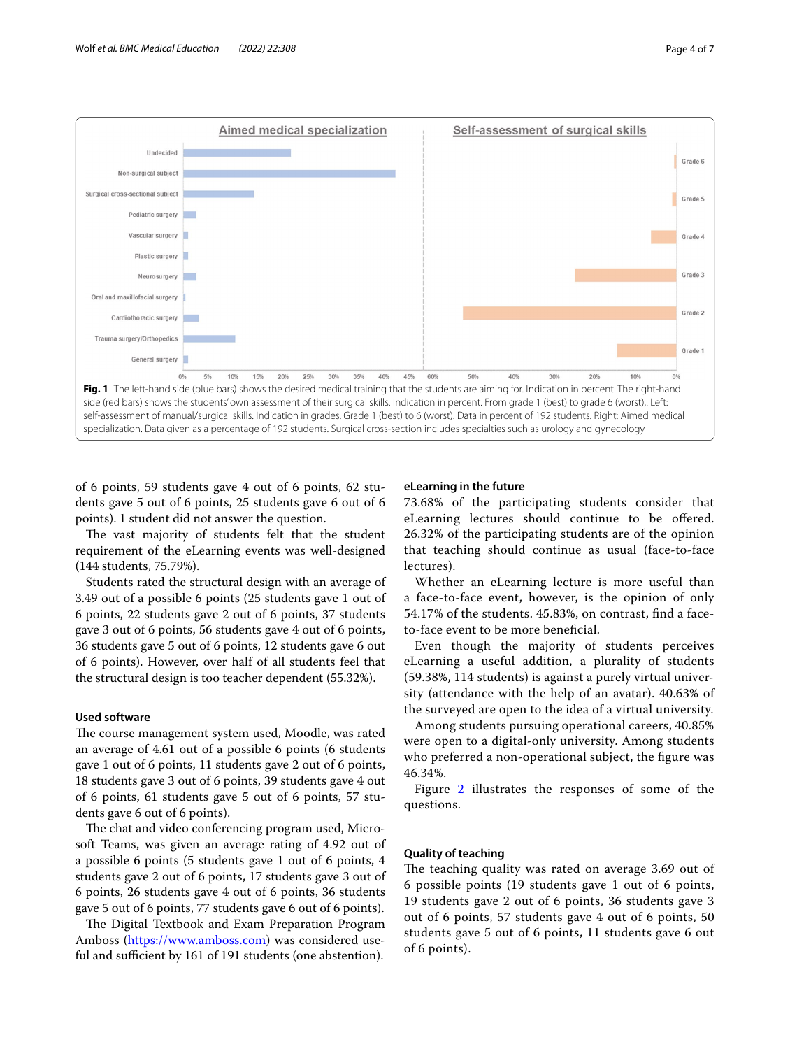**Fig. 1** The left-hand side (blue bars) shows the desired medical training that the students are aiming for. Indication in percent. The right-hand side (red bars) shows the students' own assessment of their surgical skills. Indication in percent. From grade 1 (best) to grade 6 (worst),. Left: self-assessment of manual/surgical skills. Indication in grades. Grade 1 (best) to 6 (worst). Data in percent of 192 students. Right: Aimed medical specialization. Data given as a percentage of 192 students. Surgical cross-section includes specialties such as urology and gynecology

of 6 points, 59 students gave 4 out of 6 points, 62 students gave 5 out of 6 points, 25 students gave 6 out of 6 points). 1 student did not answer the question.

The vast majority of students felt that the student requirement of the eLearning events was well-designed (144 students, 75.79%).

Students rated the structural design with an average of 3.49 out of a possible 6 points (25 students gave 1 out of 6 points, 22 students gave 2 out of 6 points, 37 students gave 3 out of 6 points, 56 students gave 4 out of 6 points, 36 students gave 5 out of 6 points, 12 students gave 6 out of 6 points). However, over half of all students feel that the structural design is too teacher dependent (55.32%).

### Used software

The course management system used, Moodle, was rated an average of 4.61 out of a possible 6 points (6 students gave 1 out of 6 points, 11 students gave 2 out of 6 points, 18 students gave 3 out of 6 points, 39 students gave 4 out of 6 points, 61 students gave 5 out of 6 points, 57 students gave 6 out of 6 points).

The chat and video conferencing program used, Microsoft Teams, was given an average rating of 4.92 out of a possible 6 points (5 students gave 1 out of 6 points, 4 students gave 2 out of 6 points, 17 students gave 3 out of 6 points, 26 students gave 4 out of 6 points, 36 students gave 5 out of 6 points, 77 students gave 6 out of 6 points).

The Digital Textbook and Exam Preparation Program Amboss (https://www.amboss.com) was considered useful and sufficient by 161 of 191 students (one abstention).

### eLearning in the future

73.68% of the participating students consider that eLearning lectures should continue to be offered. 26.32% of the participating students are of the opinion that teaching should continue as usual (face-to-face lectures).

Whether an eLearning lecture is more useful than a face-to-face event, however, is the opinion of only 54.17% of the students. 45.83%, on contrast, find a face-to-face event to be more beneficial.

Even though the majority of students perceives eLearning a useful addition, a plurality of students (59.38%, 114 students) is against a purely virtual university (attendance with the help of an avatar). 40.63% of the surveyed are open to the idea of a virtual university.

Among students pursuing operational careers, 40.85% were open to a digital-only university. Among students who preferred a non-operational subject, the figure was 46.34%.

Figure 2 illustrates the responses of some of the questions.

### Quality of teaching

The teaching quality was rated on average 3.69 out of 6 possible points (19 students gave 1 out of 6 points, 19 students gave 2 out of 6 points, 36 students gave 3 out of 6 points, 57 students gave 4 out of 6 points, 50 students gave 5 out of 6 points, 11 students gave 6 out of 6 points).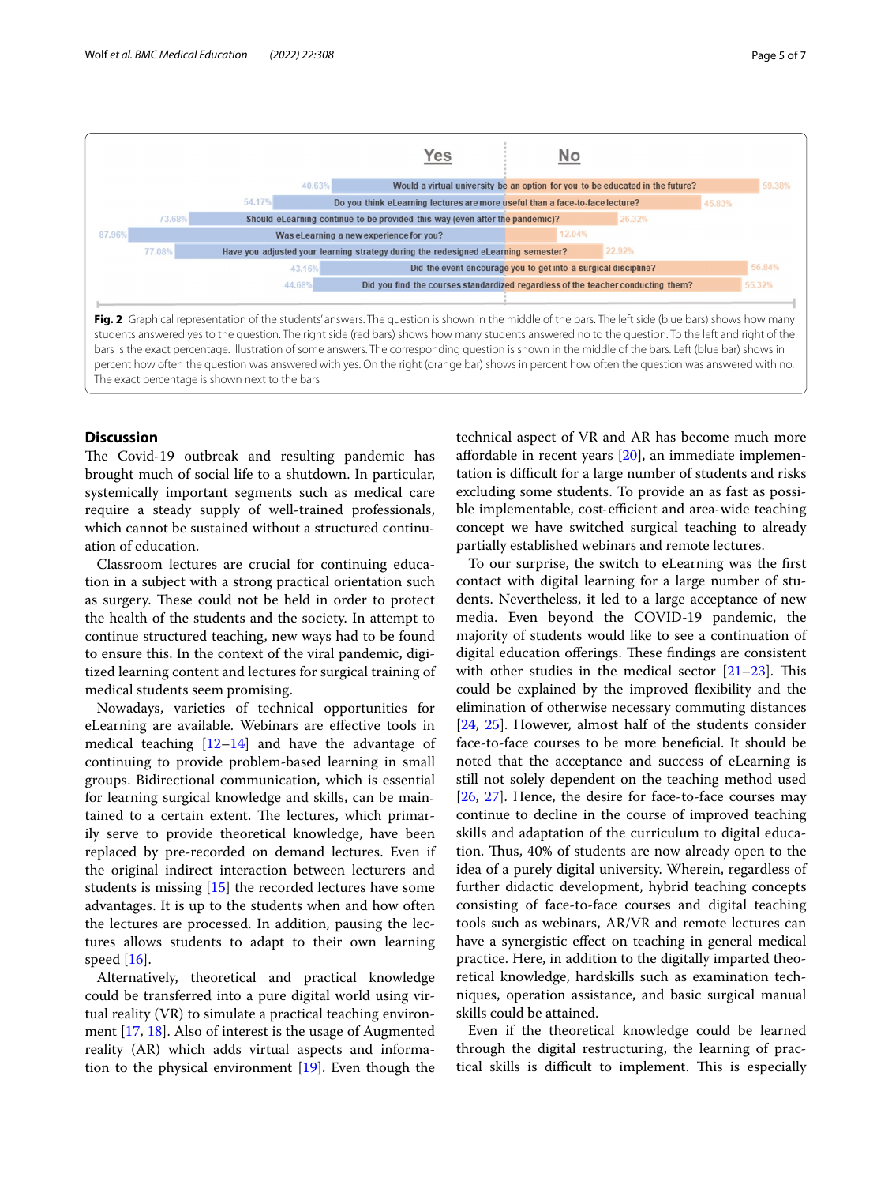| Question | Yes | No |
|---|---|---|
| Would a virtual university be an option for you to be educated in the future? | 40.63% | 59.38% |
| Do you think eLearning lectures are more useful than a face-to-face lecture? | 54.17% | 45.83% |
| Should eLearning continue to be provided this way (even after the pandemic)? | 73.68% | 26.32% |
| Was eLearning a new experience for you? | 87.96% | 12.04% |
| Have you adjusted your learning strategy during the redesigned eLearning semester? | 77.08% | 22.92% |
| Did the event encourage you to get into a surgical discipline? | 43.16% | 56.84% |
| Did you find the courses standardized regardless of the teacher conducting them? | 44.68% | 55.32% |

**Fig. 2** Graphical representation of the students' answers. The question is shown in the middle of the bars. The left side (blue bars) shows how many students answered yes to the question. The right side (red bars) shows how many students answered no to the question. To the left and right of the bars is the exact percentage. Illustration of some answers. The corresponding question is shown in the middle of the bars. Left (blue bar) shows in percent how often the question was answered with yes. On the right (orange bar) shows in percent how often the question was answered with no. The exact percentage is shown next to the bars

## Discussion

The Covid-19 outbreak and resulting pandemic has brought much of social life to a shutdown. In particular, systemically important segments such as medical care require a steady supply of well-trained professionals, which cannot be sustained without a structured continuation of education.

Classroom lectures are crucial for continuing education in a subject with a strong practical orientation such as surgery. These could not be held in order to protect the health of the students and the society. In attempt to continue structured teaching, new ways had to be found to ensure this. In the context of the viral pandemic, digitized learning content and lectures for surgical training of medical students seem promising.

Nowadays, varieties of technical opportunities for eLearning are available. Webinars are effective tools in medical teaching [12–14] and have the advantage of continuing to provide problem-based learning in small groups. Bidirectional communication, which is essential for learning surgical knowledge and skills, can be maintained to a certain extent. The lectures, which primarily serve to provide theoretical knowledge, have been replaced by pre-recorded on demand lectures. Even if the original indirect interaction between lecturers and students is missing [15] the recorded lectures have some advantages. It is up to the students when and how often the lectures are processed. In addition, pausing the lectures allows students to adapt to their own learning speed [16].

Alternatively, theoretical and practical knowledge could be transferred into a pure digital world using virtual reality (VR) to simulate a practical teaching environment [17, 18]. Also of interest is the usage of Augmented reality (AR) which adds virtual aspects and information to the physical environment [19]. Even though the technical aspect of VR and AR has become much more affordable in recent years [20], an immediate implementation is difficult for a large number of students and risks excluding some students. To provide an as fast as possible implementable, cost-efficient and area-wide teaching concept we have switched surgical teaching to already partially established webinars and remote lectures.

To our surprise, the switch to eLearning was the first contact with digital learning for a large number of students. Nevertheless, it led to a large acceptance of new media. Even beyond the COVID-19 pandemic, the majority of students would like to see a continuation of digital education offerings. These findings are consistent with other studies in the medical sector [21–23]. This could be explained by the improved flexibility and the elimination of otherwise necessary commuting distances [24, 25]. However, almost half of the students consider face-to-face courses to be more beneficial. It should be noted that the acceptance and success of eLearning is still not solely dependent on the teaching method used [26, 27]. Hence, the desire for face-to-face courses may continue to decline in the course of improved teaching skills and adaptation of the curriculum to digital education. Thus, 40% of students are now already open to the idea of a purely digital university. Wherein, regardless of further didactic development, hybrid teaching concepts consisting of face-to-face courses and digital teaching tools such as webinars, AR/VR and remote lectures can have a synergistic effect on teaching in general medical practice. Here, in addition to the digitally imparted theoretical knowledge, hardskills such as examination techniques, operation assistance, and basic surgical manual skills could be attained.

Even if the theoretical knowledge could be learned through the digital restructuring, the learning of practical skills is difficult to implement. This is especially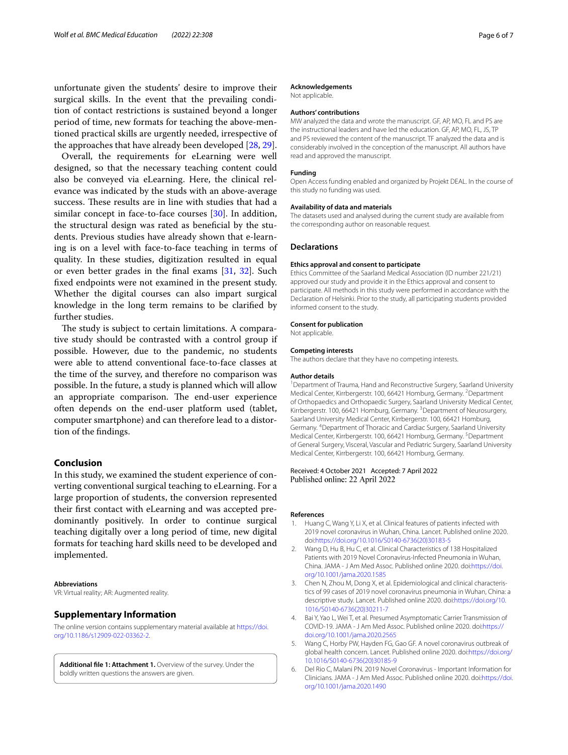unfortunate given the students' desire to improve their surgical skills. In the event that the prevailing condition of contact restrictions is sustained beyond a longer period of time, new formats for teaching the above-mentioned practical skills are urgently needed, irrespective of the approaches that have already been developed [28, 29].

Overall, the requirements for eLearning were well designed, so that the necessary teaching content could also be conveyed via eLearning. Here, the clinical relevance was indicated by the studs with an above-average success. These results are in line with studies that had a similar concept in face-to-face courses [30]. In addition, the structural design was rated as beneficial by the students. Previous studies have already shown that e-learning is on a level with face-to-face teaching in terms of quality. In these studies, digitization resulted in equal or even better grades in the final exams [31, 32]. Such fixed endpoints were not examined in the present study. Whether the digital courses can also impart surgical knowledge in the long term remains to be clarified by further studies.

The study is subject to certain limitations. A comparative study should be contrasted with a control group if possible. However, due to the pandemic, no students were able to attend conventional face-to-face classes at the time of the survey, and therefore no comparison was possible. In the future, a study is planned which will allow an appropriate comparison. The end-user experience often depends on the end-user platform used (tablet, computer smartphone) and can therefore lead to a distortion of the findings.

## Conclusion

In this study, we examined the student experience of converting conventional surgical teaching to eLearning. For a large proportion of students, the conversion represented their first contact with eLearning and was accepted predominantly positively. In order to continue surgical teaching digitally over a long period of time, new digital formats for teaching hard skills need to be developed and implemented.

#### Abbreviations

VR: Virtual reality; AR: Augmented reality.

## Supplementary Information

The online version contains supplementary material available at https://doi.org/10.1186/s12909-022-03362-2.

**Additional file 1: Attachment 1.** Overview of the survey. Under the boldly written questions the answers are given.

#### Acknowledgements

Not applicable.

#### Authors' contributions

MW analyzed the data and wrote the manuscript. GF, AP, MO, FL and PS are the instructional leaders and have led the education. GF, AP, MO, FL, JS, TP and PS reviewed the content of the manuscript. TF analyzed the data and is considerably involved in the conception of the manuscript. All authors have read and approved the manuscript.

#### Funding

Open Access funding enabled and organized by Projekt DEAL. In the course of this study no funding was used.

#### Availability of data and materials

The datasets used and analysed during the current study are available from the corresponding author on reasonable request.

## Declarations

#### Ethics approval and consent to participate

Ethics Committee of the Saarland Medical Association (ID number 221/21) approved our study and provide it in the Ethics approval and consent to participate. All methods in this study were performed in accordance with the Declaration of Helsinki. Prior to the study, all participating students provided informed consent to the study.

#### Consent for publication

Not applicable.

#### Competing interests

The authors declare that they have no competing interests.

#### Author details

[1] Department of Trauma, Hand and Reconstructive Surgery, Saarland University Medical Center, Kirrbergerstr. 100, 66421 Homburg, Germany. [2] Department of Orthopaedics and Orthopaedic Surgery, Saarland University Medical Center, Kirrbergerstr. 100, 66421 Homburg, Germany. [3] Department of Neurosurgery, Saarland University Medical Center, Kirrbergerstr. 100, 66421 Homburg, Germany. [4] Department of Thoracic and Cardiac Surgery, Saarland University Medical Center, Kirrbergerstr. 100, 66421 Homburg, Germany. [5] Department of General Surgery, Visceral, Vascular and Pediatric Surgery, Saarland University Medical Center, Kirrbergerstr. 100, 66421 Homburg, Germany.

Received: 4 October 2021 Accepted: 7 April 2022
Published online: 22 April 2022

#### References

1. Huang C, Wang Y, Li X, et al. Clinical features of patients infected with 2019 novel coronavirus in Wuhan, China. Lancet. Published online 2020. doi:https://doi.org/10.1016/S0140-6736(20)30183-5
2. Wang D, Hu B, Hu C, et al. Clinical Characteristics of 138 Hospitalized Patients with 2019 Novel Coronavirus-Infected Pneumonia in Wuhan, China. JAMA - J Am Med Assoc. Published online 2020. doi:https://doi.org/10.1001/jama.2020.1585
3. Chen N, Zhou M, Dong X, et al. Epidemiological and clinical characteristics of 99 cases of 2019 novel coronavirus pneumonia in Wuhan, China: a descriptive study. Lancet. Published online 2020. doi:https://doi.org/10.1016/S0140-6736(20)30211-7
4. Bai Y, Yao L, Wei T, et al. Presumed Asymptomatic Carrier Transmission of COVID-19. JAMA - J Am Med Assoc. Published online 2020. doi:https://doi.org/10.1001/jama.2020.2565
5. Wang C, Horby PW, Hayden FG, Gao GF. A novel coronavirus outbreak of global health concern. Lancet. Published online 2020. doi:https://doi.org/10.1016/S0140-6736(20)30185-9
6. Del Rio C, Malani PN. 2019 Novel Coronavirus - Important Information for Clinicians. JAMA - J Am Med Assoc. Published online 2020. doi:https://doi.org/10.1001/jama.2020.1490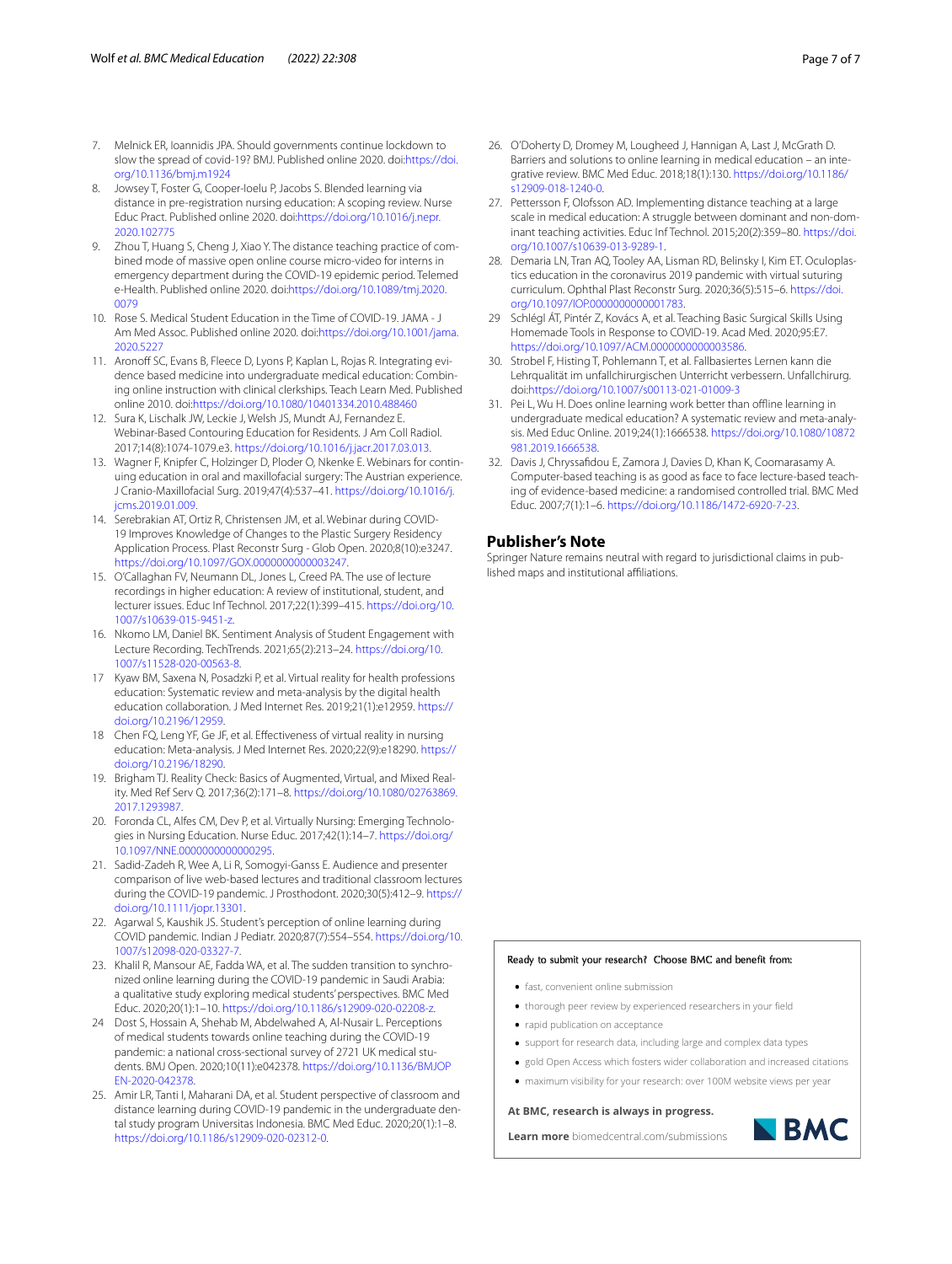7. Melnick ER, Ioannidis JPA. Should governments continue lockdown to slow the spread of covid-19? BMJ. Published online 2020. doi:https://doi.org/10.1136/bmj.m1924
8. Jowsey T, Foster G, Cooper-Ioelu P, Jacobs S. Blended learning via distance in pre-registration nursing education: A scoping review. Nurse Educ Pract. Published online 2020. doi:https://doi.org/10.1016/j.nepr.2020.102775
9. Zhou T, Huang S, Cheng J, Xiao Y. The distance teaching practice of combined mode of massive open online course micro-video for interns in emergency department during the COVID-19 epidemic period. Telemed e-Health. Published online 2020. doi:https://doi.org/10.1089/tmj.2020.0079
10. Rose S. Medical Student Education in the Time of COVID-19. JAMA - J Am Med Assoc. Published online 2020. doi:https://doi.org/10.1001/jama.2020.5227
11. Aronoff SC, Evans B, Fleece D, Lyons P, Kaplan L, Rojas R. Integrating evidence based medicine into undergraduate medical education: Combining online instruction with clinical clerkships. Teach Learn Med. Published online 2010. doi:https://doi.org/10.1080/10401334.2010.488460
12. Sura K, Lischalk JW, Leckie J, Welsh JS, Mundt AJ, Fernandez E. Webinar-Based Contouring Education for Residents. J Am Coll Radiol. 2017;14(8):1074-1079.e3. https://doi.org/10.1016/j.jacr.2017.03.013.
13. Wagner F, Knipfer C, Holzinger D, Ploder O, Nkenke E. Webinars for continuing education in oral and maxillofacial surgery: The Austrian experience. J Cranio-Maxillofacial Surg. 2019;47(4):537–41. https://doi.org/10.1016/j.jcms.2019.01.009.
14. Serebrakian AT, Ortiz R, Christensen JM, et al. Webinar during COVID-19 Improves Knowledge of Changes to the Plastic Surgery Residency Application Process. Plast Reconstr Surg - Glob Open. 2020;8(10):e3247. https://doi.org/10.1097/GOX.0000000000003247.
15. O'Callaghan FV, Neumann DL, Jones L, Creed PA. The use of lecture recordings in higher education: A review of institutional, student, and lecturer issues. Educ Inf Technol. 2017;22(1):399–415. https://doi.org/10.1007/s10639-015-9451-z.
16. Nkomo LM, Daniel BK. Sentiment Analysis of Student Engagement with Lecture Recording. TechTrends. 2021;65(2):213–24. https://doi.org/10.1007/s11528-020-00563-8.
17 Kyaw BM, Saxena N, Posadzki P, et al. Virtual reality for health professions education: Systematic review and meta-analysis by the digital health education collaboration. J Med Internet Res. 2019;21(1):e12959. https://doi.org/10.2196/12959.
18 Chen FQ, Leng YF, Ge JF, et al. Effectiveness of virtual reality in nursing education: Meta-analysis. J Med Internet Res. 2020;22(9):e18290. https://doi.org/10.2196/18290.
19. Brigham TJ. Reality Check: Basics of Augmented, Virtual, and Mixed Reality. Med Ref Serv Q. 2017;36(2):171–8. https://doi.org/10.1080/02763869.2017.1293987.
20. Foronda CL, Alfes CM, Dev P, et al. Virtually Nursing: Emerging Technologies in Nursing Education. Nurse Educ. 2017;42(1):14–7. https://doi.org/10.1097/NNE.0000000000000295.
21. Sadid-Zadeh R, Wee A, Li R, Somogyi-Ganss E. Audience and presenter comparison of live web-based lectures and traditional classroom lectures during the COVID-19 pandemic. J Prosthodont. 2020;30(5):412–9. https://doi.org/10.1111/jopr.13301.
22. Agarwal S, Kaushik JS. Student's perception of online learning during COVID pandemic. Indian J Pediatr. 2020;87(7):554–554. https://doi.org/10.1007/s12098-020-03327-7.
23. Khalil R, Mansour AE, Fadda WA, et al. The sudden transition to synchronized online learning during the COVID-19 pandemic in Saudi Arabia: a qualitative study exploring medical students' perspectives. BMC Med Educ. 2020;20(1):1–10. https://doi.org/10.1186/s12909-020-02208-z.
24 Dost S, Hossain A, Shehab M, Abdelwahed A, Al-Nusair L. Perceptions of medical students towards online teaching during the COVID-19 pandemic: a national cross-sectional survey of 2721 UK medical students. BMJ Open. 2020;10(11):e042378. https://doi.org/10.1136/BMJOPEN-2020-042378.
25. Amir LR, Tanti I, Maharani DA, et al. Student perspective of classroom and distance learning during COVID-19 pandemic in the undergraduate dental study program Universitas Indonesia. BMC Med Educ. 2020;20(1):1–8. https://doi.org/10.1186/s12909-020-02312-0.
26. O'Doherty D, Dromey M, Lougheed J, Hannigan A, Last J, McGrath D. Barriers and solutions to online learning in medical education – an integrative review. BMC Med Educ. 2018;18(1):130. https://doi.org/10.1186/s12909-018-1240-0.
27. Pettersson F, Olofsson AD. Implementing distance teaching at a large scale in medical education: A struggle between dominant and non-dominant teaching activities. Educ Inf Technol. 2015;20(2):359–80. https://doi.org/10.1007/s10639-013-9289-1.
28. Demaria LN, Tran AQ, Tooley AA, Lisman RD, Belinsky I, Kim ET. Oculoplastics education in the coronavirus 2019 pandemic with virtual suturing curriculum. Ophthal Plast Reconstr Surg. 2020;36(5):515–6. https://doi.org/10.1097/IOP.0000000000001783.
29 Schlégl ÁT, Pintér Z, Kovács A, et al. Teaching Basic Surgical Skills Using Homemade Tools in Response to COVID-19. Acad Med. 2020;95:E7. https://doi.org/10.1097/ACM.0000000000003586.
30. Strobel F, Histing T, Pohlemann T, et al. Fallbasiertes Lernen kann die Lehrqualität im unfallchirurgischen Unterricht verbessern. Unfallchirurg. doi:https://doi.org/10.1007/s00113-021-01009-3
31. Pei L, Wu H. Does online learning work better than offline learning in undergraduate medical education? A systematic review and meta-analysis. Med Educ Online. 2019;24(1):1666538. https://doi.org/10.1080/10872981.2019.1666538.
32. Davis J, Chryssafidou E, Zamora J, Davies D, Khan K, Coomarasamy A. Computer-based teaching is as good as face to face lecture-based teaching of evidence-based medicine: a randomised controlled trial. BMC Med Educ. 2007;7(1):1–6. https://doi.org/10.1186/1472-6920-7-23.

## Publisher's Note

Springer Nature remains neutral with regard to jurisdictional claims in published maps and institutional affiliations.

Ready to submit your research? Choose BMC and benefit from:

- fast, convenient online submission
- thorough peer review by experienced researchers in your field
- rapid publication on acceptance
- support for research data, including large and complex data types
- gold Open Access which fosters wider collaboration and increased citations
- maximum visibility for your research: over 100M website views per year

**At BMC, research is always in progress.**

**Learn more** biomedcentral.com/submissions